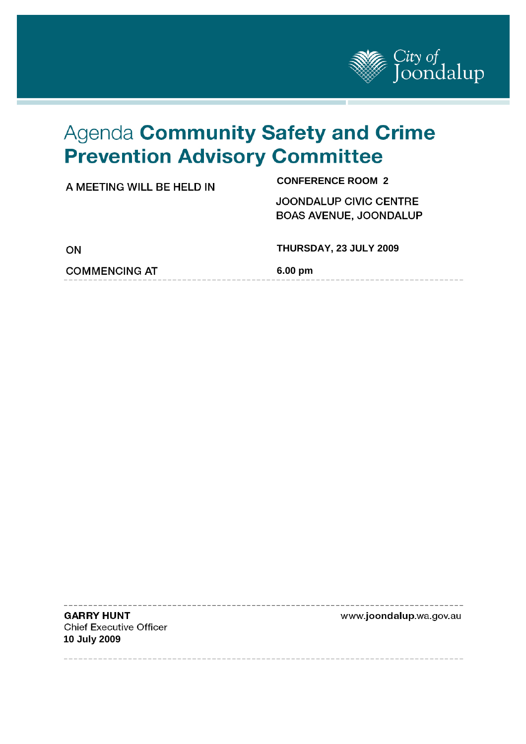City of Joondalup

# Agenda **Community Safety and Crime Prevention Advisory Committee**

| | |
|---|---|
| A MEETING WILL BE HELD IN | **CONFERENCE ROOM 2** |
| | JOONDALUP CIVIC CENTRE<br>BOAS AVENUE, JOONDALUP |
| ON | **THURSDAY, 23 JULY 2009** |
| COMMENCING AT | **6.00 pm** |

---

**GARRY HUNT**
Chief Executive Officer
**10 July 2009**

www.**joondalup**.wa.gov.au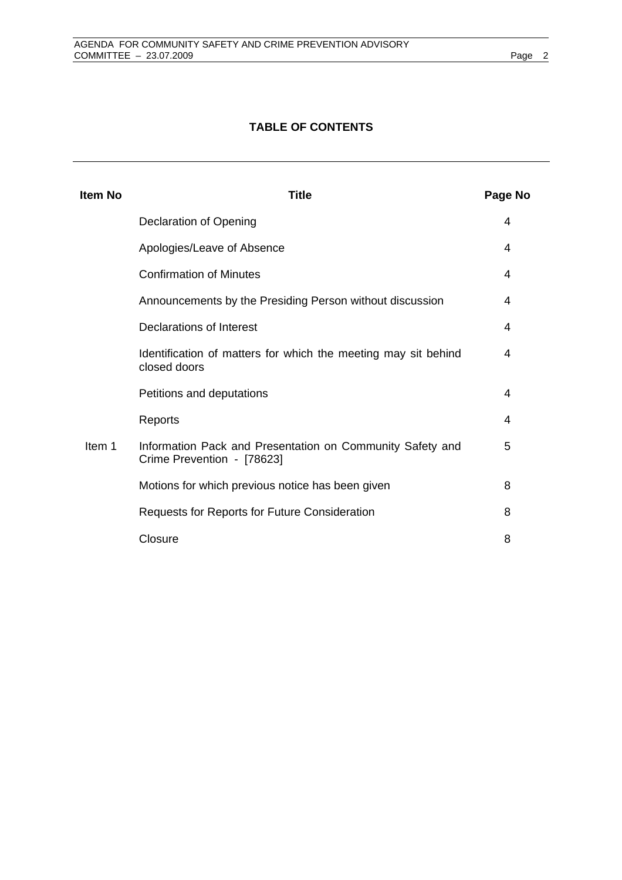## TABLE OF CONTENTS

| Item No | Title | Page No |
|---|---|---|
| | Declaration of Opening | 4 |
| | Apologies/Leave of Absence | 4 |
| | Confirmation of Minutes | 4 |
| | Announcements by the Presiding Person without discussion | 4 |
| | Declarations of Interest | 4 |
| | Identification of matters for which the meeting may sit behind closed doors | 4 |
| | Petitions and deputations | 4 |
| | Reports | 4 |
| Item 1 | Information Pack and Presentation on Community Safety and Crime Prevention - [78623] | 5 |
| | Motions for which previous notice has been given | 8 |
| | Requests for Reports for Future Consideration | 8 |
| | Closure | 8 |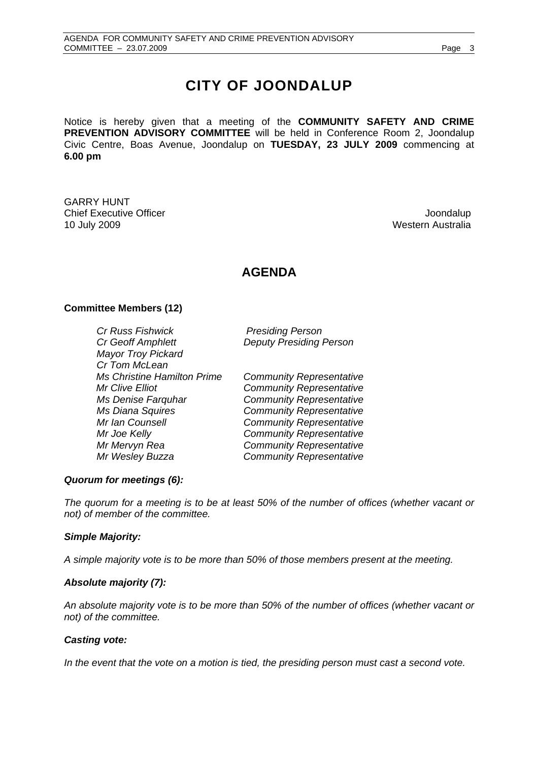# CITY OF JOONDALUP

Notice is hereby given that a meeting of the **COMMUNITY SAFETY AND CRIME PREVENTION ADVISORY COMMITTEE** will be held in Conference Room 2, Joondalup Civic Centre, Boas Avenue, Joondalup on **TUESDAY, 23 JULY 2009** commencing at **6.00 pm**

GARRY HUNT
Chief Executive Officer
10 July 2009

Joondalup
Western Australia

## AGENDA

**Committee Members (12)**

| | |
|---|---|
| *Cr Russ Fishwick* | *Presiding Person* |
| *Cr Geoff Amphlett* | *Deputy Presiding Person* |
| *Mayor Troy Pickard* | |
| *Cr Tom McLean* | |
| *Ms Christine Hamilton Prime* | *Community Representative* |
| *Mr Clive Elliot* | *Community Representative* |
| *Ms Denise Farquhar* | *Community Representative* |
| *Ms Diana Squires* | *Community Representative* |
| *Mr Ian Counsell* | *Community Representative* |
| *Mr Joe Kelly* | *Community Representative* |
| *Mr Mervyn Rea* | *Community Representative* |
| *Mr Wesley Buzza* | *Community Representative* |

***Quorum for meetings (6):***

*The quorum for a meeting is to be at least 50% of the number of offices (whether vacant or not) of member of the committee.*

***Simple Majority:***

*A simple majority vote is to be more than 50% of those members present at the meeting.*

***Absolute majority (7):***

*An absolute majority vote is to be more than 50% of the number of offices (whether vacant or not) of the committee.*

***Casting vote:***

*In the event that the vote on a motion is tied, the presiding person must cast a second vote.*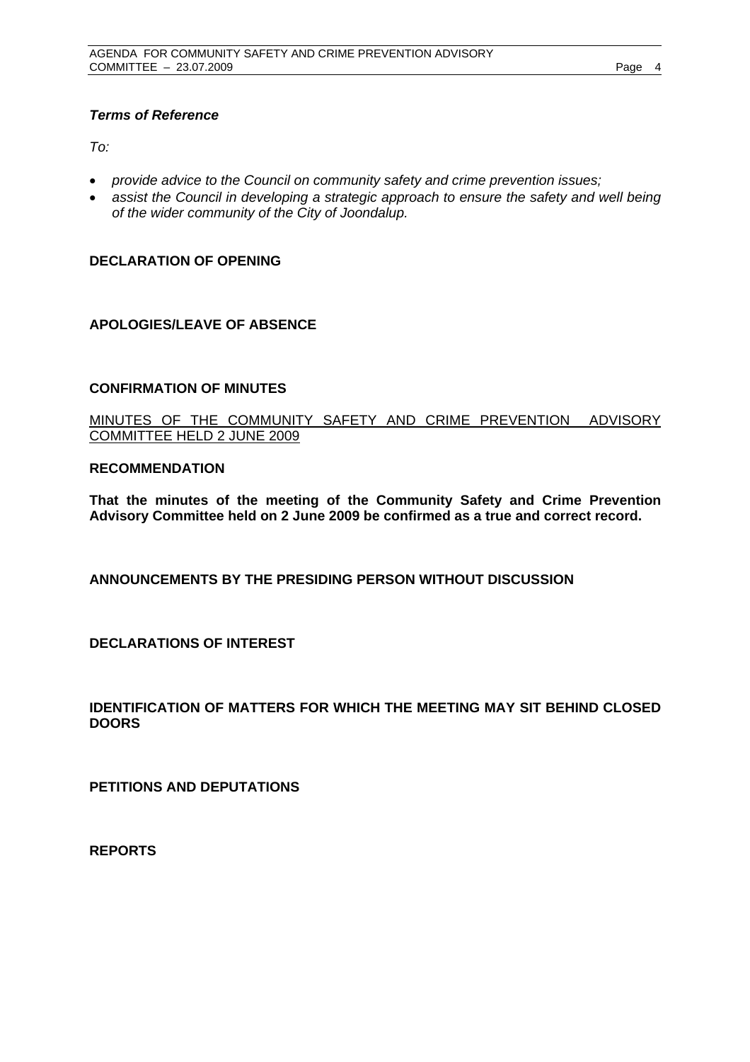*Terms of Reference*

*To:*

- *provide advice to the Council on community safety and crime prevention issues;*
- *assist the Council in developing a strategic approach to ensure the safety and well being of the wider community of the City of Joondalup.*

**DECLARATION OF OPENING**

**APOLOGIES/LEAVE OF ABSENCE**

**CONFIRMATION OF MINUTES**

<u>MINUTES OF THE COMMUNITY SAFETY AND CRIME PREVENTION ADVISORY COMMITTEE HELD 2 JUNE 2009</u>

**RECOMMENDATION**

**That the minutes of the meeting of the Community Safety and Crime Prevention Advisory Committee held on 2 June 2009 be confirmed as a true and correct record.**

**ANNOUNCEMENTS BY THE PRESIDING PERSON WITHOUT DISCUSSION**

**DECLARATIONS OF INTEREST**

**IDENTIFICATION OF MATTERS FOR WHICH THE MEETING MAY SIT BEHIND CLOSED DOORS**

**PETITIONS AND DEPUTATIONS**

**REPORTS**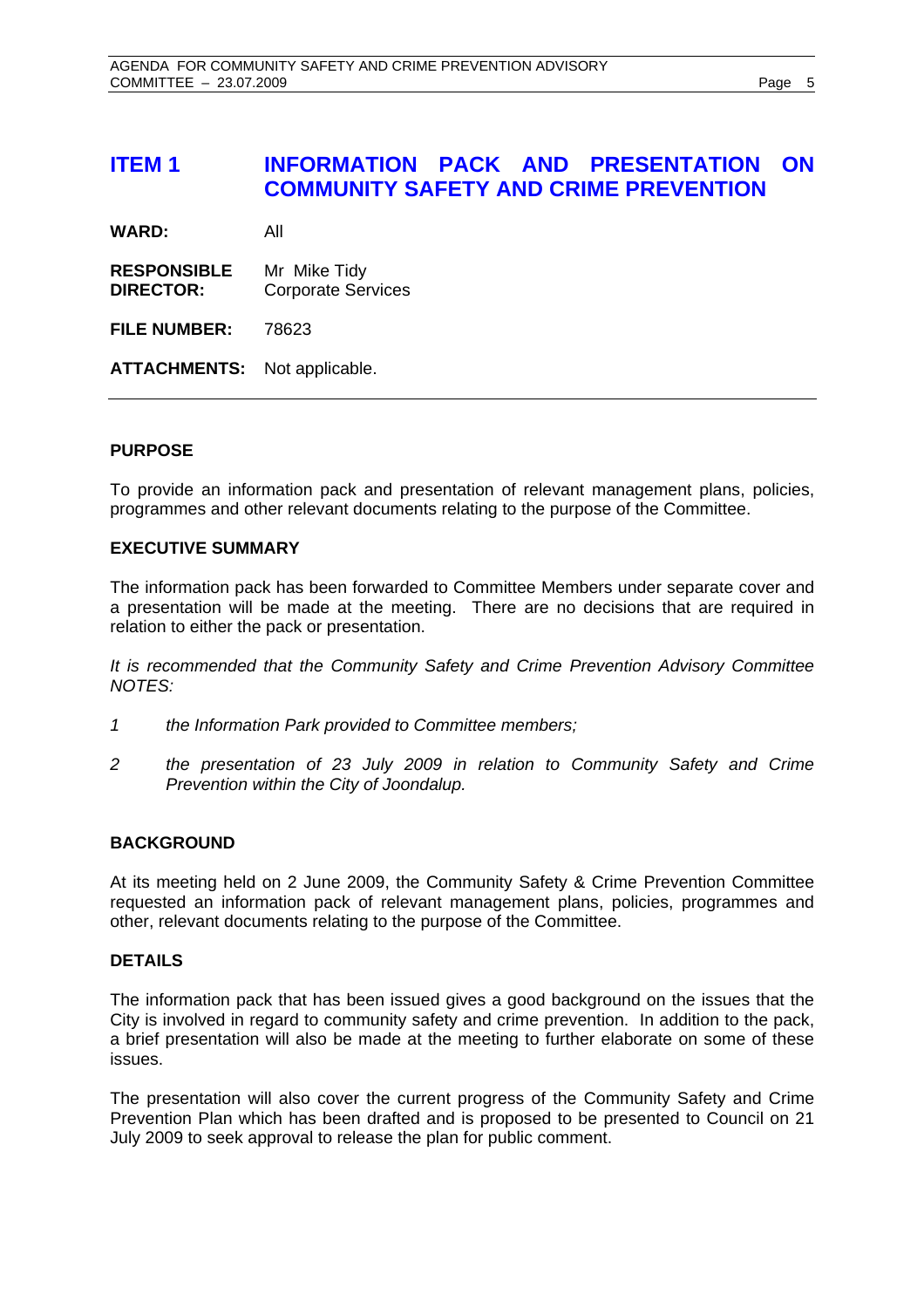# ITEM 1 INFORMATION PACK AND PRESENTATION ON COMMUNITY SAFETY AND CRIME PREVENTION

**WARD:** All

**RESPONSIBLE DIRECTOR:** Mr Mike Tidy
Corporate Services

**FILE NUMBER:** 78623

**ATTACHMENTS:** Not applicable.

---

## PURPOSE

To provide an information pack and presentation of relevant management plans, policies, programmes and other relevant documents relating to the purpose of the Committee.

## EXECUTIVE SUMMARY

The information pack has been forwarded to Committee Members under separate cover and a presentation will be made at the meeting. There are no decisions that are required in relation to either the pack or presentation.

*It is recommended that the Community Safety and Crime Prevention Advisory Committee NOTES:*

*1 the Information Park provided to Committee members;*

*2 the presentation of 23 July 2009 in relation to Community Safety and Crime Prevention within the City of Joondalup.*

## BACKGROUND

At its meeting held on 2 June 2009, the Community Safety & Crime Prevention Committee requested an information pack of relevant management plans, policies, programmes and other, relevant documents relating to the purpose of the Committee.

## DETAILS

The information pack that has been issued gives a good background on the issues that the City is involved in regard to community safety and crime prevention. In addition to the pack, a brief presentation will also be made at the meeting to further elaborate on some of these issues.

The presentation will also cover the current progress of the Community Safety and Crime Prevention Plan which has been drafted and is proposed to be presented to Council on 21 July 2009 to seek approval to release the plan for public comment.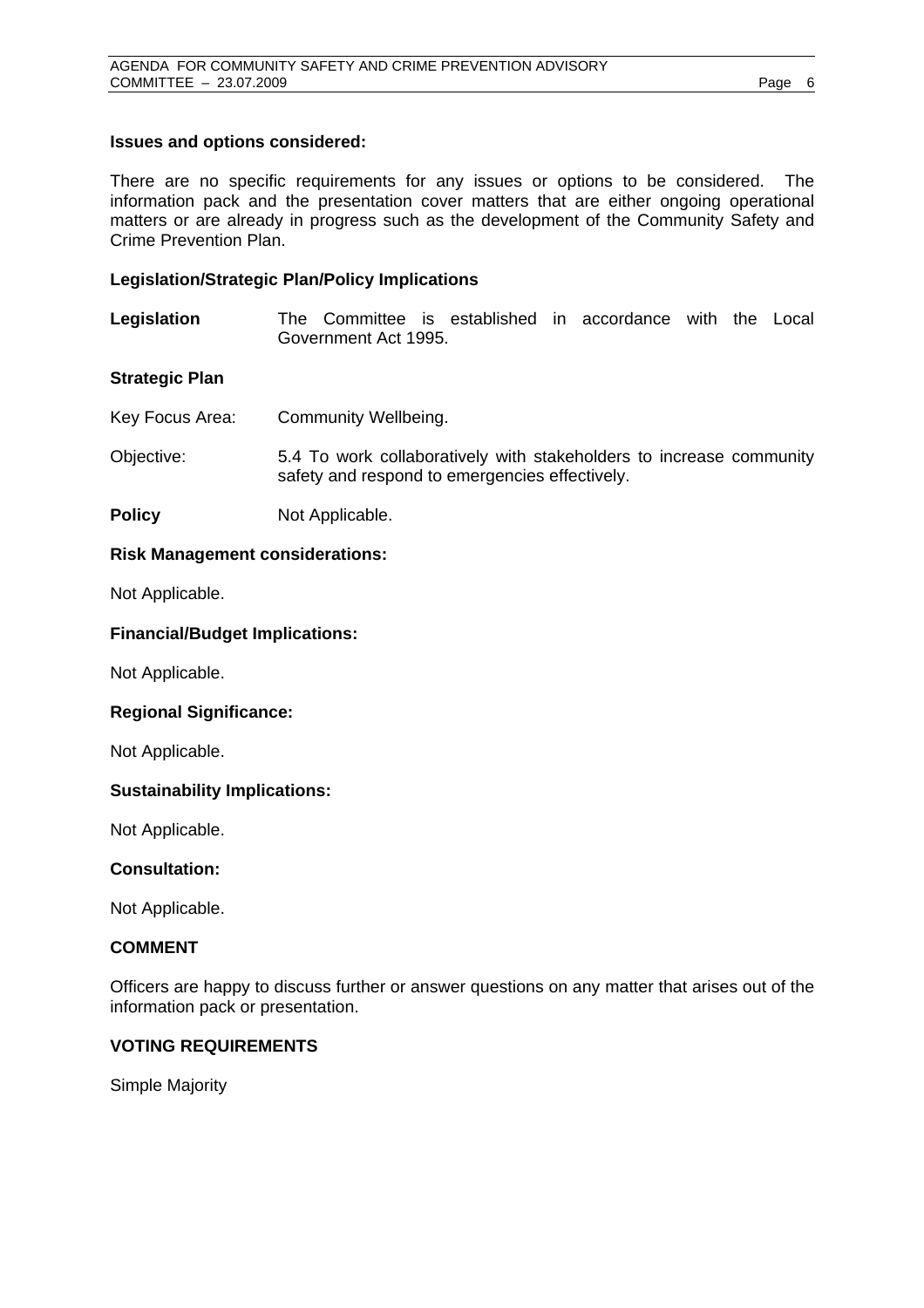**Issues and options considered:**

There are no specific requirements for any issues or options to be considered. The information pack and the presentation cover matters that are either ongoing operational matters or are already in progress such as the development of the Community Safety and Crime Prevention Plan.

**Legislation/Strategic Plan/Policy Implications**

**Legislation** The Committee is established in accordance with the Local Government Act 1995.

**Strategic Plan**

Key Focus Area: Community Wellbeing.

Objective: 5.4 To work collaboratively with stakeholders to increase community safety and respond to emergencies effectively.

**Policy** Not Applicable.

**Risk Management considerations:**

Not Applicable.

**Financial/Budget Implications:**

Not Applicable.

**Regional Significance:**

Not Applicable.

**Sustainability Implications:**

Not Applicable.

**Consultation:**

Not Applicable.

**COMMENT**

Officers are happy to discuss further or answer questions on any matter that arises out of the information pack or presentation.

**VOTING REQUIREMENTS**

Simple Majority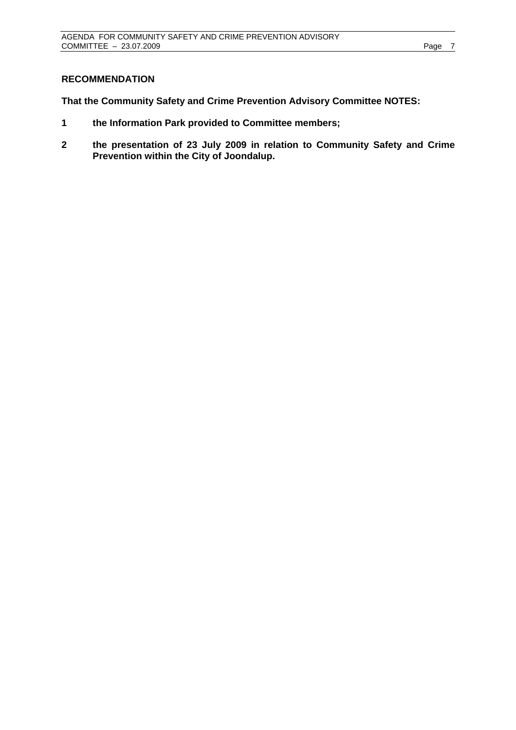**RECOMMENDATION**

**That the Community Safety and Crime Prevention Advisory Committee NOTES:**

**1 the Information Park provided to Committee members;**

**2 the presentation of 23 July 2009 in relation to Community Safety and Crime Prevention within the City of Joondalup.**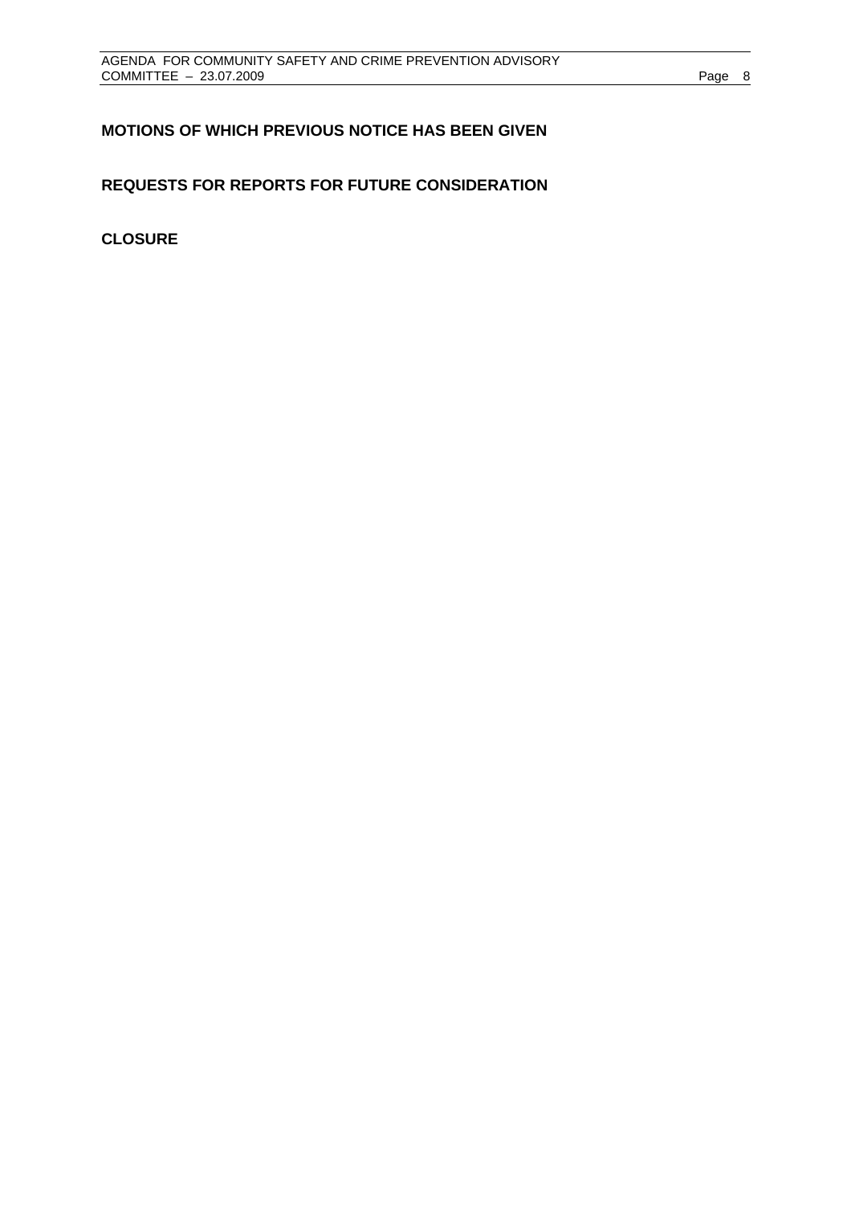## MOTIONS OF WHICH PREVIOUS NOTICE HAS BEEN GIVEN

## REQUESTS FOR REPORTS FOR FUTURE CONSIDERATION

## CLOSURE